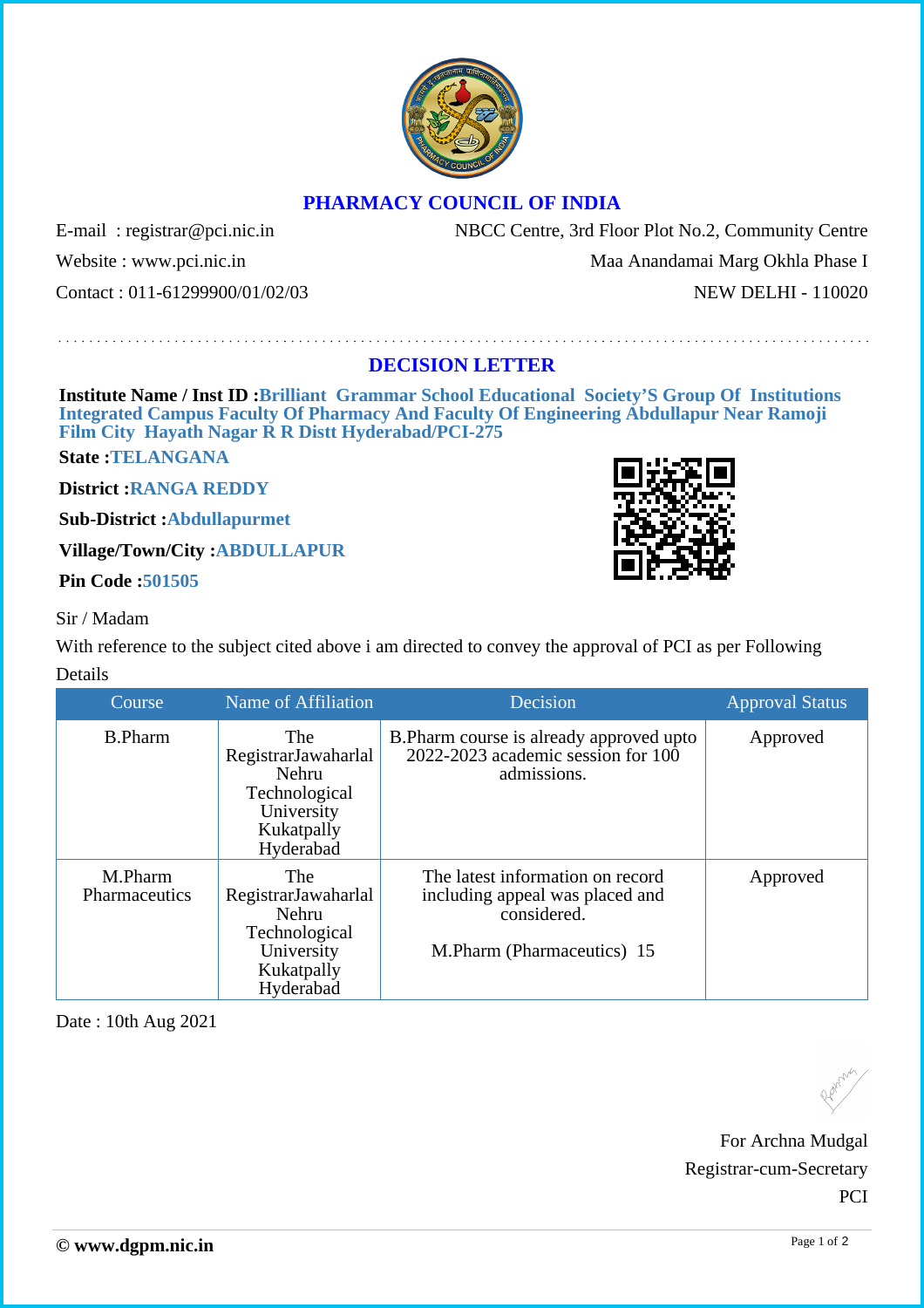# PHARMACY COUNCIL OF INDIA

E-mail : registrar@pci.nic.in
Website : www.pci.nic.in
Contact : 011-61299900/01/02/03

NBCC Centre, 3rd Floor Plot No.2, Community Centre
Maa Anandamai Marg Okhla Phase I
NEW DELHI - 110020

## DECISION LETTER

**Institute Name / Inst ID :** Brilliant Grammar School Educational Society'S Group Of Institutions Integrated Campus Faculty Of Pharmacy And Faculty Of Engineering Abdullapur Near Ramoji Film City Hayath Nagar R R Distt Hyderabad/PCI-275

**State :** TELANGANA

**District :** RANGA REDDY

**Sub-District :** Abdullapurmet

**Village/Town/City :** ABDULLAPUR

**Pin Code :** 501505

Sir / Madam

With reference to the subject cited above i am directed to convey the approval of PCI as per Following Details

| Course | Name of Affiliation | Decision | Approval Status |
|---|---|---|---|
| B.Pharm | The RegistrarJawaharlal Nehru Technological University Kukatpally Hyderabad | B.Pharm course is already approved upto 2022-2023 academic session for 100 admissions. | Approved |
| M.Pharm Pharmaceutics | The RegistrarJawaharlal Nehru Technological University Kukatpally Hyderabad | The latest information on record including appeal was placed and considered.<br><br>M.Pharm (Pharmaceutics) 15 | Approved |

Date : 10th Aug 2021

For Archna Mudgal
Registrar-cum-Secretary
PCI

© www.dgpm.nic.in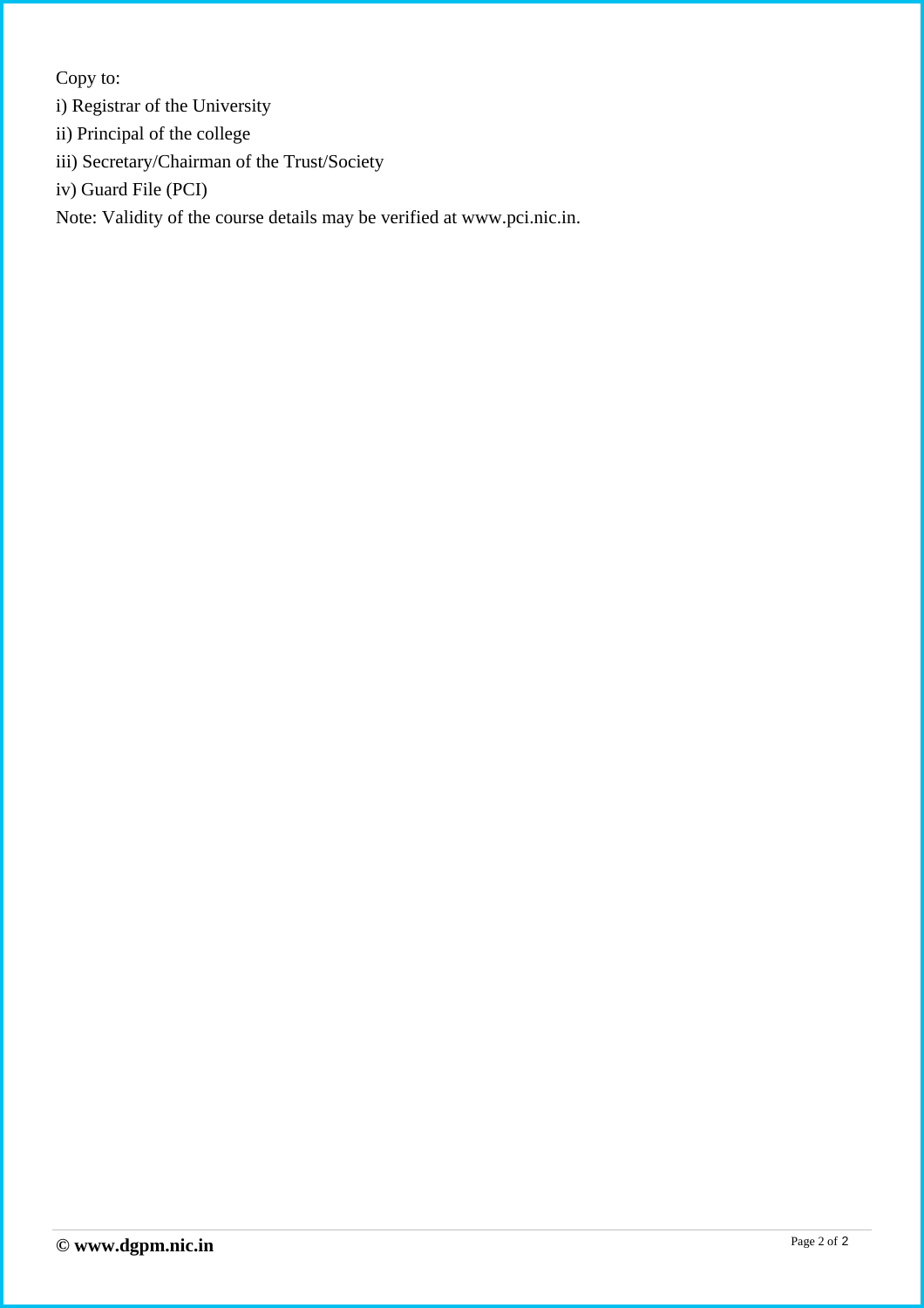Copy to:

i) Registrar of the University

ii) Principal of the college

iii) Secretary/Chairman of the Trust/Society

iv) Guard File (PCI)

Note: Validity of the course details may be verified at www.pci.nic.in.